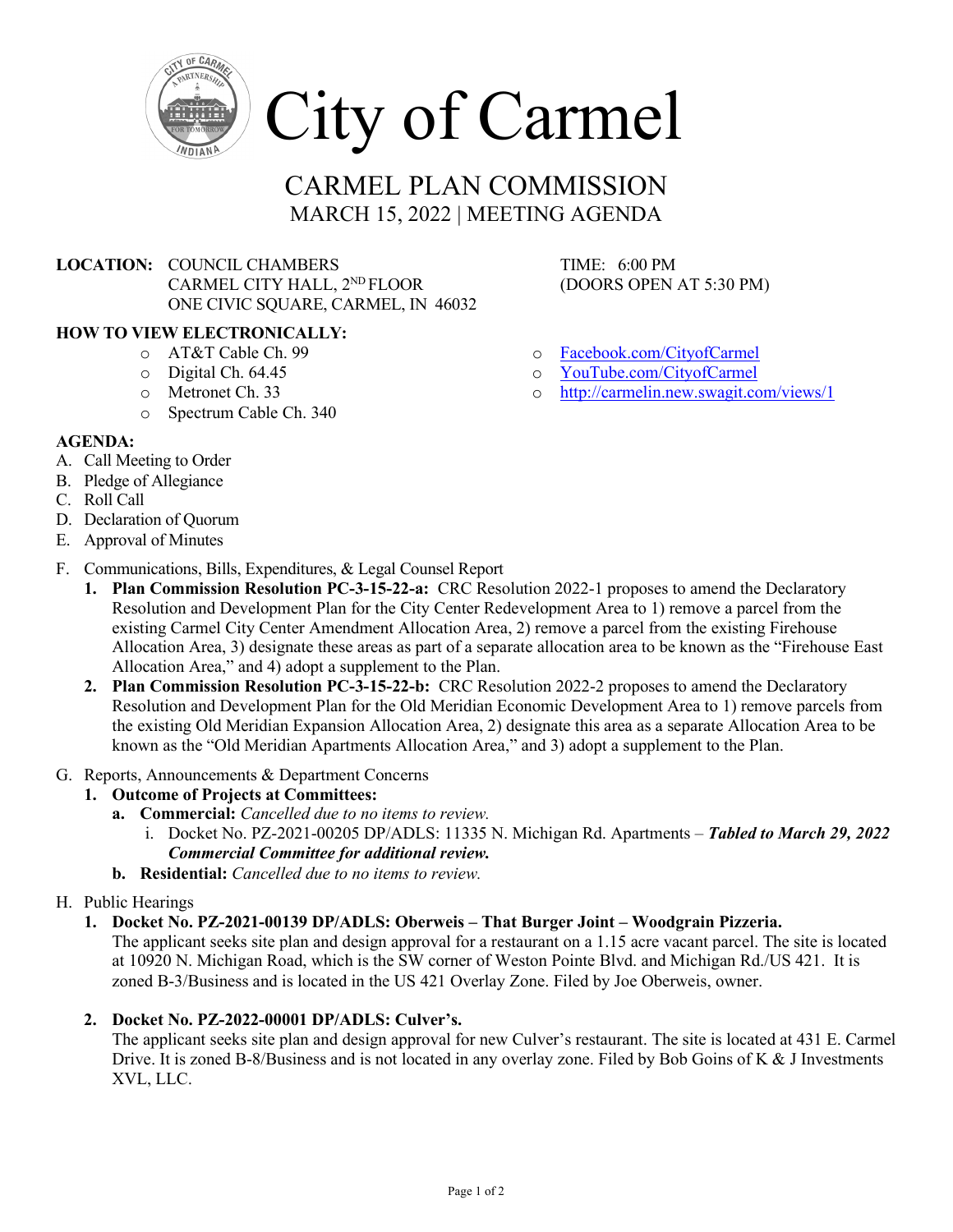# City of Carmel

## CARMEL PLAN COMMISSION

### MARCH 15, 2022 | MEETING AGENDA

**LOCATION:** COUNCIL CHAMBERS
CARMEL CITY HALL, 2ND FLOOR
ONE CIVIC SQUARE, CARMEL, IN 46032

TIME: 6:00 PM
(DOORS OPEN AT 5:30 PM)

**HOW TO VIEW ELECTRONICALLY:**

- AT&T Cable Ch. 99
- Digital Ch. 64.45
- Metronet Ch. 33
- Spectrum Cable Ch. 340
- Facebook.com/CityofCarmel
- YouTube.com/CityofCarmel
- http://carmelin.new.swagit.com/views/1

**AGENDA:**

A. Call Meeting to Order
B. Pledge of Allegiance
C. Roll Call
D. Declaration of Quorum
E. Approval of Minutes
F. Communications, Bills, Expenditures, & Legal Counsel Report
   1. **Plan Commission Resolution PC-3-15-22-a:** CRC Resolution 2022-1 proposes to amend the Declaratory Resolution and Development Plan for the City Center Redevelopment Area to 1) remove a parcel from the existing Carmel City Center Amendment Allocation Area, 2) remove a parcel from the existing Firehouse Allocation Area, 3) designate these areas as part of a separate allocation area to be known as the "Firehouse East Allocation Area," and 4) adopt a supplement to the Plan.
   2. **Plan Commission Resolution PC-3-15-22-b:** CRC Resolution 2022-2 proposes to amend the Declaratory Resolution and Development Plan for the Old Meridian Economic Development Area to 1) remove parcels from the existing Old Meridian Expansion Allocation Area, 2) designate this area as a separate Allocation Area to be known as the "Old Meridian Apartments Allocation Area," and 3) adopt a supplement to the Plan.
G. Reports, Announcements & Department Concerns
   1. **Outcome of Projects at Committees:**
      a. **Commercial:** *Cancelled due to no items to review.*
         i. Docket No. PZ-2021-00205 DP/ADLS: 11335 N. Michigan Rd. Apartments – ***Tabled to March 29, 2022 Commercial Committee for additional review.***
      b. **Residential:** *Cancelled due to no items to review.*
H. Public Hearings
   1. **Docket No. PZ-2021-00139 DP/ADLS: Oberweis – That Burger Joint – Woodgrain Pizzeria.**
      The applicant seeks site plan and design approval for a restaurant on a 1.15 acre vacant parcel. The site is located at 10920 N. Michigan Road, which is the SW corner of Weston Pointe Blvd. and Michigan Rd./US 421. It is zoned B-3/Business and is located in the US 421 Overlay Zone. Filed by Joe Oberweis, owner.

   2. **Docket No. PZ-2022-00001 DP/ADLS: Culver's.**
      The applicant seeks site plan and design approval for new Culver's restaurant. The site is located at 431 E. Carmel Drive. It is zoned B-8/Business and is not located in any overlay zone. Filed by Bob Goins of K & J Investments XVL, LLC.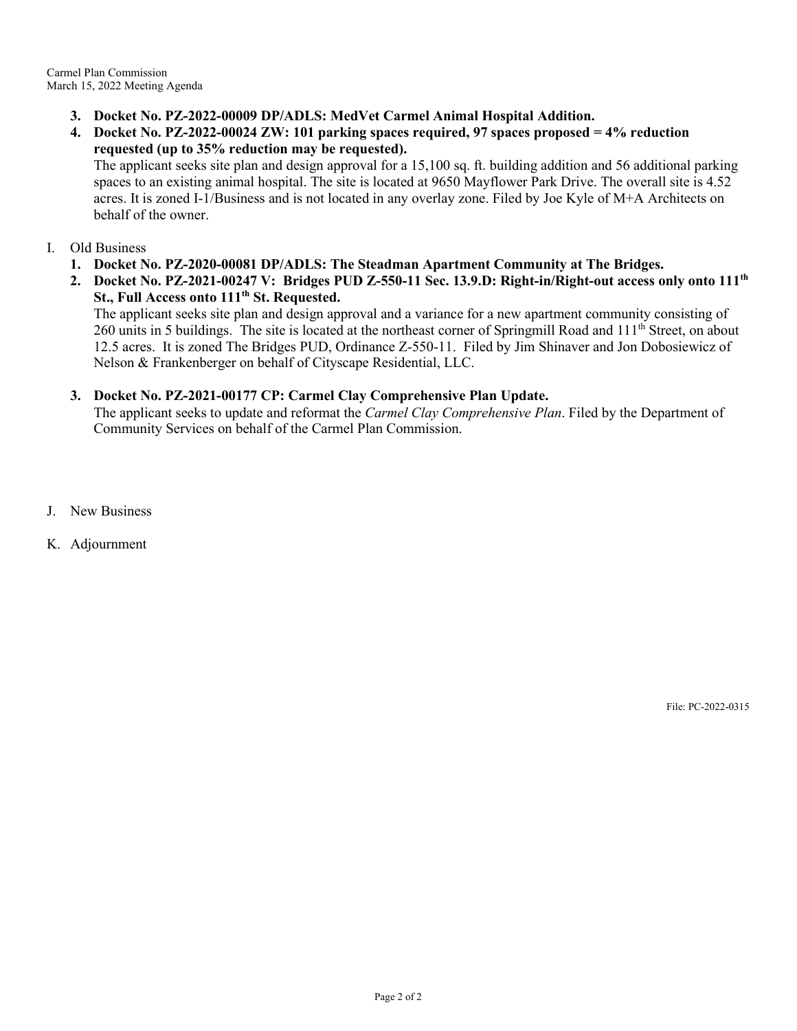3. **Docket No. PZ-2022-00009 DP/ADLS: MedVet Carmel Animal Hospital Addition.**
4. **Docket No. PZ-2022-00024 ZW: 101 parking spaces required, 97 spaces proposed = 4% reduction requested (up to 35% reduction may be requested).**

   The applicant seeks site plan and design approval for a 15,100 sq. ft. building addition and 56 additional parking spaces to an existing animal hospital. The site is located at 9650 Mayflower Park Drive. The overall site is 4.52 acres. It is zoned I-1/Business and is not located in any overlay zone. Filed by Joe Kyle of M+A Architects on behalf of the owner.

I. Old Business

1. **Docket No. PZ-2020-00081 DP/ADLS: The Steadman Apartment Community at The Bridges.**
2. **Docket No. PZ-2021-00247 V: Bridges PUD Z-550-11 Sec. 13.9.D: Right-in/Right-out access only onto 111th St., Full Access onto 111th St. Requested.**

   The applicant seeks site plan and design approval and a variance for a new apartment community consisting of 260 units in 5 buildings. The site is located at the northeast corner of Springmill Road and 111th Street, on about 12.5 acres. It is zoned The Bridges PUD, Ordinance Z-550-11. Filed by Jim Shinaver and Jon Dobosiewicz of Nelson & Frankenberger on behalf of Cityscape Residential, LLC.

3. **Docket No. PZ-2021-00177 CP: Carmel Clay Comprehensive Plan Update.**

   The applicant seeks to update and reformat the *Carmel Clay Comprehensive Plan*. Filed by the Department of Community Services on behalf of the Carmel Plan Commission.

J. New Business

K. Adjournment

File: PC-2022-0315